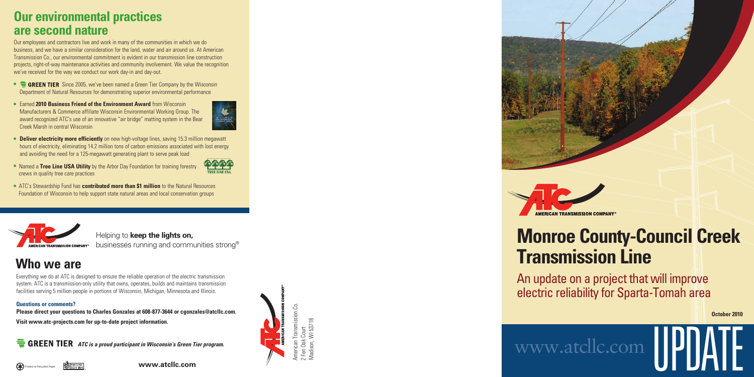## Our environmental practices are second nature

Our employees and contractors live and work in many of the communities in which we do business, and we have a similar consideration for the land, water and air around us. At American Transmission Co., our environmental commitment is evident in our transmission line construction projects, right-of-way maintenance activities and community involvement. We value the recognition we've received for the way we conduct our work day-in and day-out.

- **GREEN TIER** Since 2005, we've been named a Green Tier Company by the Wisconsin Department of Natural Resources for demonstrating superior environmental performance
- Earned **2010 Business Friend of the Environment Award** from Wisconsin Manufacturers & Commerce affiliate Wisconsin Environmental Working Group. The award recognized ATC's use of an innovative "air bridge" matting system in the Bear Creek Marsh in central Wisconsin
- **Deliver electricity more efficiently** on new high-voltage lines, saving 15.3 million megawatt hours of electricity, eliminating 14.2 million tons of carbon emissions associated with lost energy and avoiding the need for a 125-megawatt generating plant to serve peak load
- Named a **Tree Line USA Utility** by the Arbor Day Foundation for training forestry crews in quality tree care practices
- ATC's Stewardship Fund has **contributed more than $1 million** to the Natural Resources Foundation of Wisconsin to help support state natural areas and local conservation groups

Helping to **keep the lights on,** businesses running and communities strong®

## Who we are

Everything we do at ATC is designed to ensure the reliable operation of the electric transmission system. ATC is a transmission-only utility that owns, operates, builds and maintains transmission facilities serving 5 million people in portions of Wisconsin, Michigan, Minnesota and Illinois.

**Questions or comments?**

**Please direct your questions to Charles Gonzales at 608-877-3644 or cgonzales@atcllc.com.**

**Visit www.atc-projects.com for up-to-date project information.**

**GREEN TIER** ***ATC is a proud participant in Wisconsin's Green Tier program.***

Printed on Recycled Paper

**www.atcllc.com**

American Transmission Co.
2 Fen Oak Court
Madison, WI 53718

AMERICAN TRANSMISSION COMPANY®

# Monroe County-Council Creek Transmission Line

An update on a project that will improve electric reliability for Sparta-Tomah area

**October 2010**

www.atcllc.com UPDATE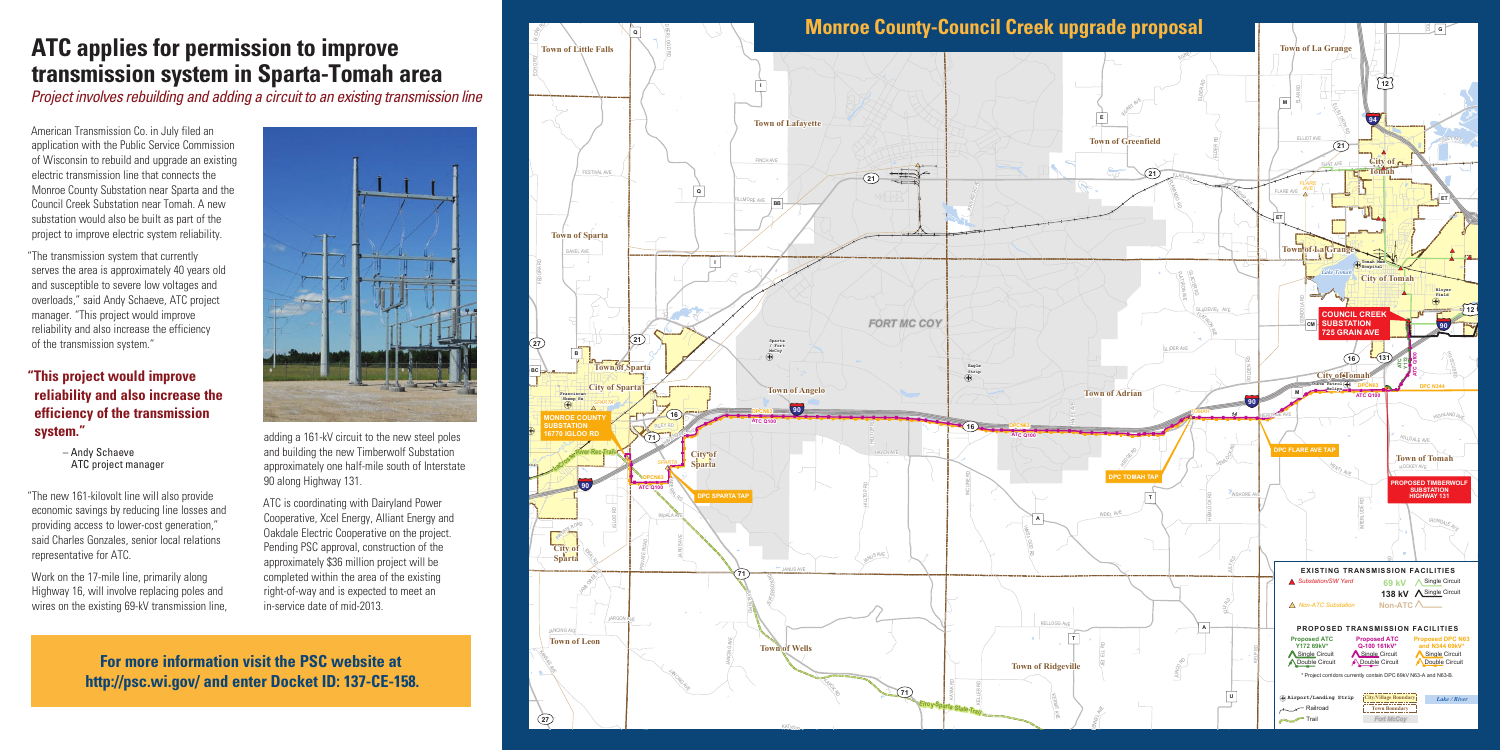# ATC applies for permission to improve transmission system in Sparta-Tomah area

*Project involves rebuilding and adding a circuit to an existing transmission line*

American Transmission Co. in July filed an application with the Public Service Commission of Wisconsin to rebuild and upgrade an existing electric transmission line that connects the Monroe County Substation near Sparta and the Council Creek Substation near Tomah. A new substation would also be built as part of the project to improve electric system reliability.

"The transmission system that currently serves the area is approximately 40 years old and susceptible to severe low voltages and overloads," said Andy Schaeve, ATC project manager. "This project would improve reliability and also increase the efficiency of the transmission system."

**"This project would improve reliability and also increase the efficiency of the transmission system."**

– Andy Schaeve
ATC project manager

"The new 161-kilovolt line will also provide economic savings by reducing line losses and providing access to lower-cost generation," said Charles Gonzales, senior local relations representative for ATC.

Work on the 17-mile line, primarily along Highway 16, will involve replacing poles and wires on the existing 69-kV transmission line, adding a 161-kV circuit to the new steel poles and building the new Timberwolf Substation approximately one half-mile south of Interstate 90 along Highway 131.

ATC is coordinating with Dairyland Power Cooperative, Xcel Energy, Alliant Energy and Oakdale Electric Cooperative on the project. Pending PSC approval, construction of the approximately $36 million project will be completed within the area of the existing right-of-way and is expected to meet an in-service date of mid-2013.

**For more information visit the PSC website at http://psc.wi.gov/ and enter Docket ID: 137-CE-158.**

## Monroe County-Council Creek upgrade proposal

MONROE COUNTY SUBSTATION 16770 IGLOO RD

COUNCIL CREEK SUBSTATION 725 GRAIN AVE

PROPOSED TIMBERWOLF SUBSTATION HIGHWAY 131

DPC SPARTA TAP

DPC TOMAH TAP

DPC FLARE AVE TAP

FORT MC COY

EXISTING TRANSMISSION FACILITIES

Substation/SW Yard

Non-ATC Substation

69 kV Single Circuit

138 kV Single Circuit

Non-ATC

PROPOSED TRANSMISSION FACILITIES

Proposed ATC Y172 69kV* — Single Circuit, Double Circuit

Proposed ATC Q-100 161kV* — Single Circuit, Double Circuit

Proposed DPC N63 and N344 69kV* — Single Circuit, Double Circuit

\* Project corridors currently contain DPC 69kV N63-A and N63-B.

Airport/Landing Strip

Railroad

Trail

City/Village Boundary

Town Boundary

Fort McCoy

Lake / River